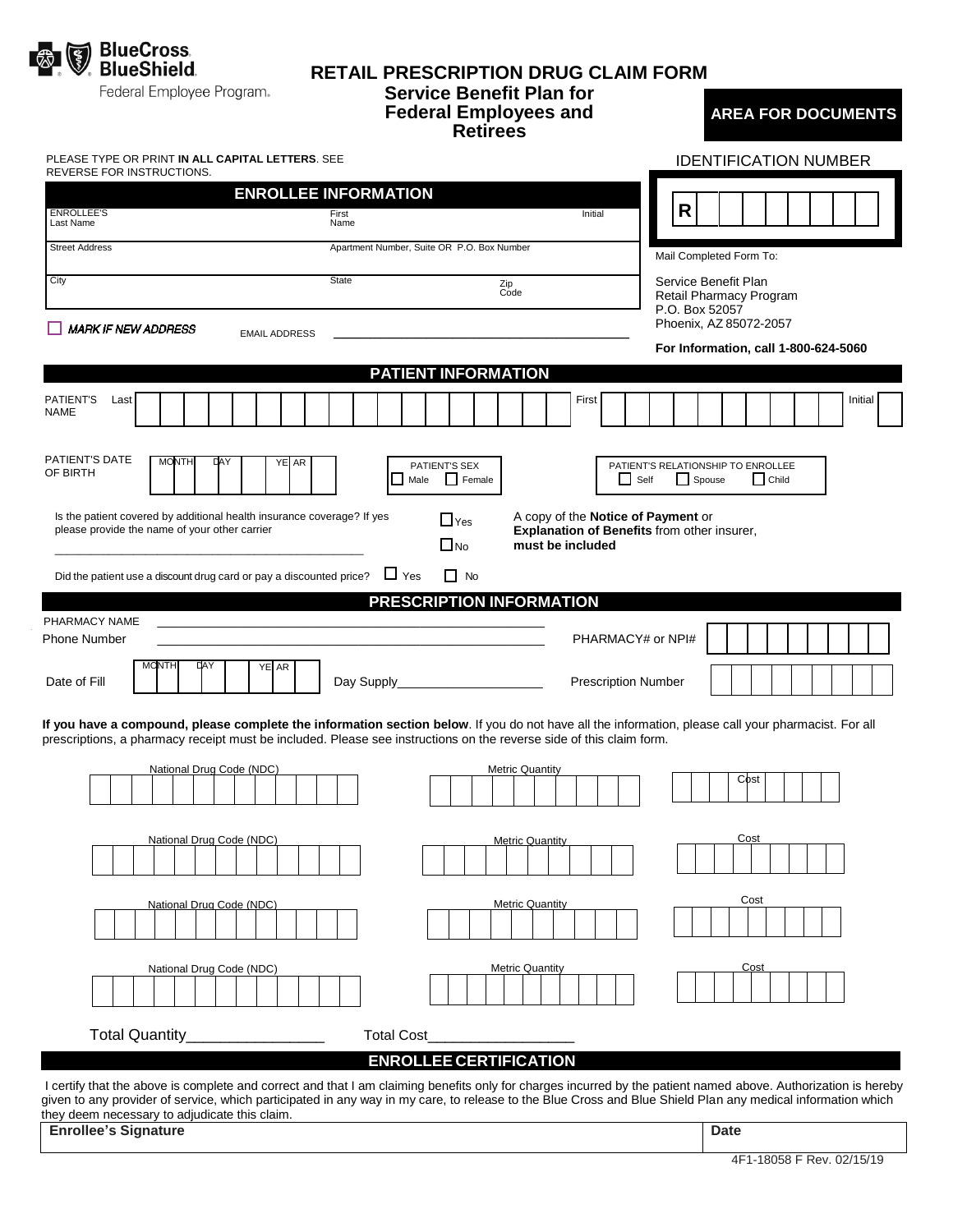BlueCross BlueShield Federal Employee Program.

# RETAIL PRESCRIPTION DRUG CLAIM FORM

## Service Benefit Plan for Federal Employees and Retirees

**AREA FOR DOCUMENTS**

PLEASE TYPE OR PRINT **IN ALL CAPITAL LETTERS**. SEE REVERSE FOR INSTRUCTIONS.

IDENTIFICATION NUMBER

| R | | | | | | | | | |
|---|---|---|---|---|---|---|---|---|---|

## ENROLLEE INFORMATION

| ENROLLEE'S Last Name | First Name | Initial |
|---|---|---|
| Street Address | Apartment Number, Suite OR P.O. Box Number | |
| City | State | Zip Code |

☐ *MARK IF NEW ADDRESS* EMAIL ADDRESS ____________________________________________

Mail Completed Form To:

Service Benefit Plan
Retail Pharmacy Program
P.O. Box 52057
Phoenix, AZ 85072-2057

**For Information, call 1-800-624-5060**

## PATIENT INFORMATION

PATIENT'S NAME Last ______ First ______ Initial ______

PATIENT'S DATE OF BIRTH MONTH ___ DAY ___ YEAR ___

PATIENT'S SEX ☐ Male ☐ Female

PATIENT'S RELATIONSHIP TO ENROLLEE ☐ Self ☐ Spouse ☐ Child

Is the patient covered by additional health insurance coverage? If yes please provide the name of your other carrier ☐Yes ☐No

____________________________________________

A copy of the **Notice of Payment** or **Explanation of Benefits** from other insurer, **must be included**

Did the patient use a discount drug card or pay a discounted price? ☐ Yes ☐ No

## PRESCRIPTION INFORMATION

PHARMACY NAME ____________________________________________

Phone Number ____________________________________________

PHARMACY# or NPI# ______

Date of Fill MONTH ___ DAY ___ YEAR ___

Day Supply____________________

Prescription Number ______

**If you have a compound, please complete the information section below**. If you do not have all the information, please call your pharmacist. For all prescriptions, a pharmacy receipt must be included. Please see instructions on the reverse side of this claim form.

| National Drug Code (NDC) | Metric Quantity | Cost |
|---|---|---|
| | | |
| | | |
| | | |
| | | |

Total Quantity________________ Total Cost__________________

## ENROLLEE CERTIFICATION

I certify that the above is complete and correct and that I am claiming benefits only for charges incurred by the patient named above. Authorization is hereby given to any provider of service, which participated in any way in my care, to release to the Blue Cross and Blue Shield Plan any medical information which they deem necessary to adjudicate this claim.

| **Enrollee's Signature** | **Date** |
|---|---|
| | |

4F1-18058 F Rev. 02/15/19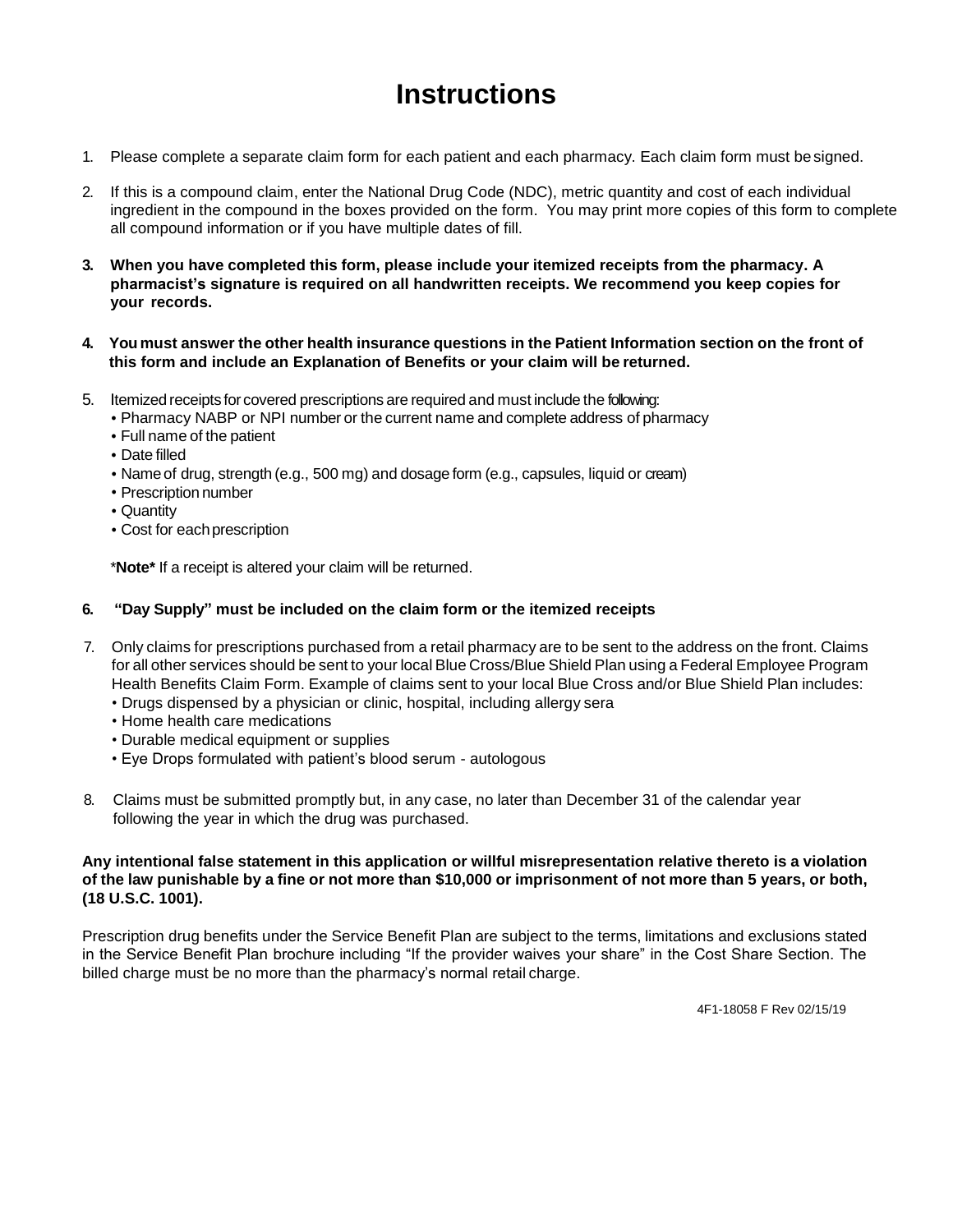# Instructions

1. Please complete a separate claim form for each patient and each pharmacy. Each claim form must be signed.

2. If this is a compound claim, enter the National Drug Code (NDC), metric quantity and cost of each individual ingredient in the compound in the boxes provided on the form. You may print more copies of this form to complete all compound information or if you have multiple dates of fill.

3. **When you have completed this form, please include your itemized receipts from the pharmacy. A pharmacist's signature is required on all handwritten receipts. We recommend you keep copies for your records.**

4. **You must answer the other health insurance questions in the Patient Information section on the front of this form and include an Explanation of Benefits or your claim will be returned.**

5. Itemized receipts for covered prescriptions are required and must include the following:
   - Pharmacy NABP or NPI number or the current name and complete address of pharmacy
   - Full name of the patient
   - Date filled
   - Name of drug, strength (e.g., 500 mg) and dosage form (e.g., capsules, liquid or cream)
   - Prescription number
   - Quantity
   - Cost for each prescription

   ***Note*** If a receipt is altered your claim will be returned.

6. **"Day Supply" must be included on the claim form or the itemized receipts**

7. Only claims for prescriptions purchased from a retail pharmacy are to be sent to the address on the front. Claims for all other services should be sent to your local Blue Cross/Blue Shield Plan using a Federal Employee Program Health Benefits Claim Form. Example of claims sent to your local Blue Cross and/or Blue Shield Plan includes:
   - Drugs dispensed by a physician or clinic, hospital, including allergy sera
   - Home health care medications
   - Durable medical equipment or supplies
   - Eye Drops formulated with patient's blood serum - autologous

8. Claims must be submitted promptly but, in any case, no later than December 31 of the calendar year following the year in which the drug was purchased.

**Any intentional false statement in this application or willful misrepresentation relative thereto is a violation of the law punishable by a fine or not more than $10,000 or imprisonment of not more than 5 years, or both, (18 U.S.C. 1001).**

Prescription drug benefits under the Service Benefit Plan are subject to the terms, limitations and exclusions stated in the Service Benefit Plan brochure including "If the provider waives your share" in the Cost Share Section. The billed charge must be no more than the pharmacy's normal retail charge.

4F1-18058 F Rev 02/15/19